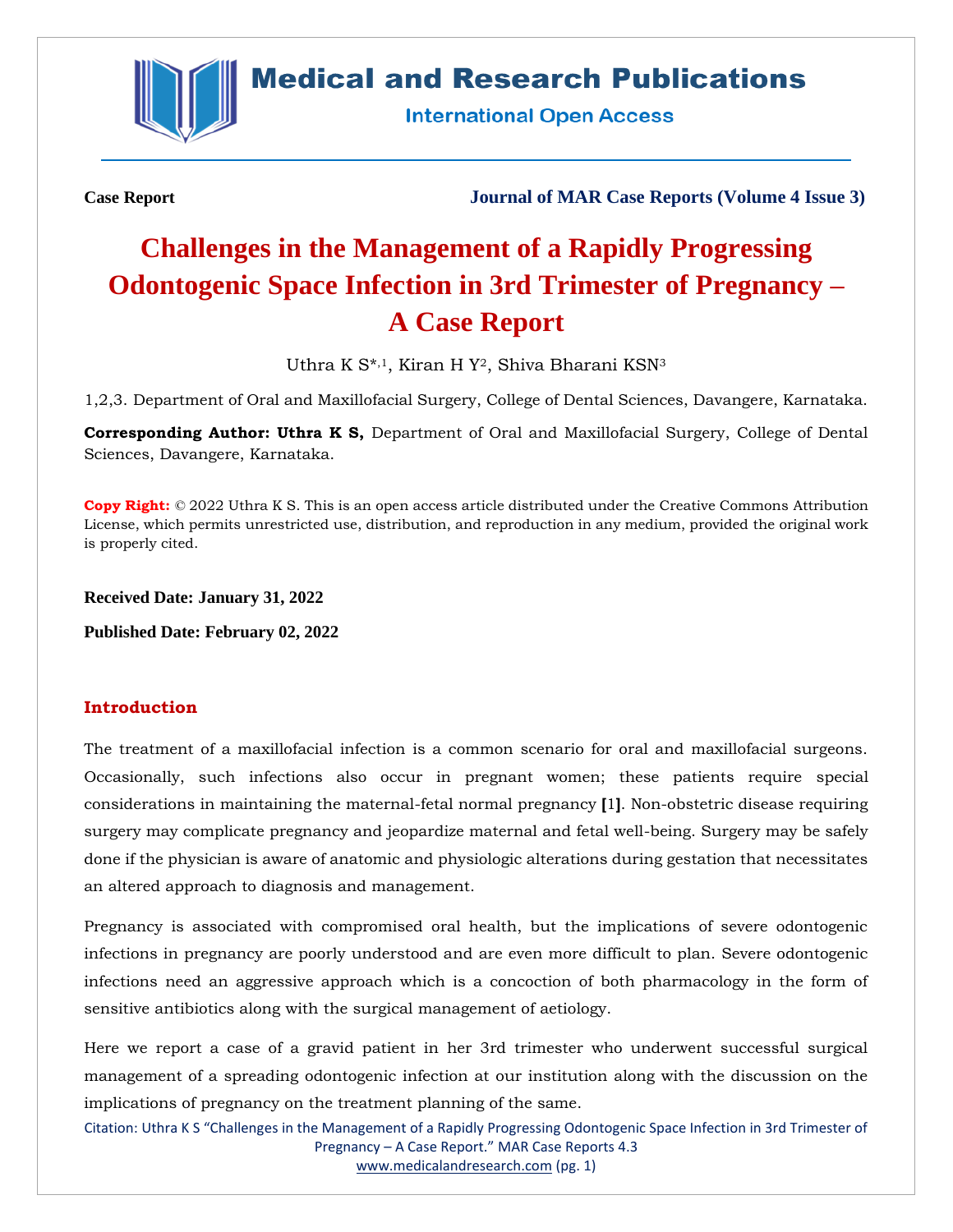**Case Report** **Journal of MAR Case Reports (Volume 4 Issue 3)**

# Challenges in the Management of a Rapidly Progressing Odontogenic Space Infection in 3rd Trimester of Pregnancy – A Case Report

Uthra K S*[,1], Kiran H Y[2], Shiva Bharani KSN[3]

1,2,3. Department of Oral and Maxillofacial Surgery, College of Dental Sciences, Davangere, Karnataka.

**Corresponding Author: Uthra K S,** Department of Oral and Maxillofacial Surgery, College of Dental Sciences, Davangere, Karnataka.

**Copy Right:** © 2022 Uthra K S. This is an open access article distributed under the Creative Commons Attribution License, which permits unrestricted use, distribution, and reproduction in any medium, provided the original work is properly cited.

**Received Date: January 31, 2022**

**Published Date: February 02, 2022**

## Introduction

The treatment of a maxillofacial infection is a common scenario for oral and maxillofacial surgeons. Occasionally, such infections also occur in pregnant women; these patients require special considerations in maintaining the maternal-fetal normal pregnancy [1]. Non-obstetric disease requiring surgery may complicate pregnancy and jeopardize maternal and fetal well-being. Surgery may be safely done if the physician is aware of anatomic and physiologic alterations during gestation that necessitates an altered approach to diagnosis and management.

Pregnancy is associated with compromised oral health, but the implications of severe odontogenic infections in pregnancy are poorly understood and are even more difficult to plan. Severe odontogenic infections need an aggressive approach which is a concoction of both pharmacology in the form of sensitive antibiotics along with the surgical management of aetiology.

Here we report a case of a gravid patient in her 3rd trimester who underwent successful surgical management of a spreading odontogenic infection at our institution along with the discussion on the implications of pregnancy on the treatment planning of the same.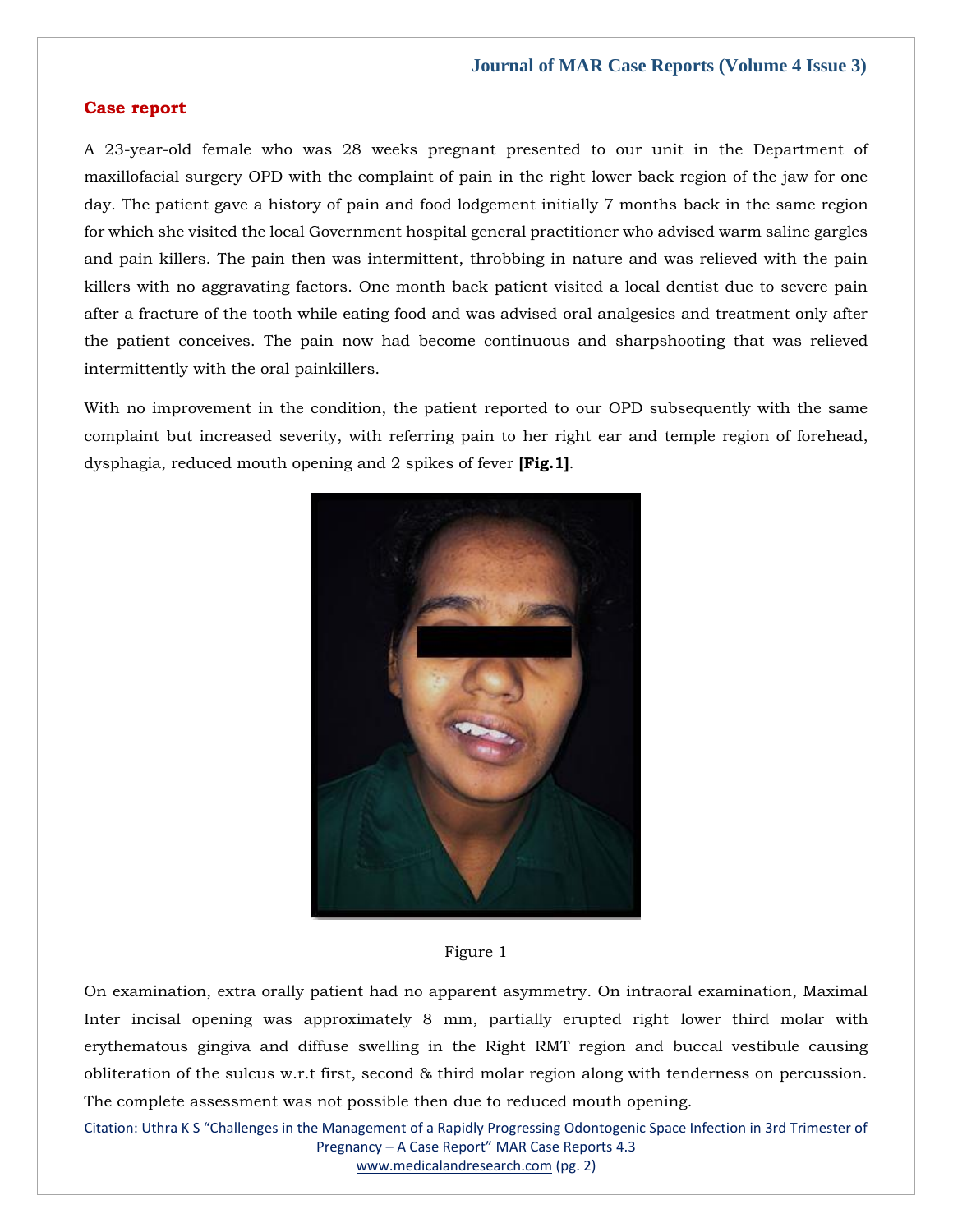## Case report

A 23-year-old female who was 28 weeks pregnant presented to our unit in the Department of maxillofacial surgery OPD with the complaint of pain in the right lower back region of the jaw for one day. The patient gave a history of pain and food lodgement initially 7 months back in the same region for which she visited the local Government hospital general practitioner who advised warm saline gargles and pain killers. The pain then was intermittent, throbbing in nature and was relieved with the pain killers with no aggravating factors. One month back patient visited a local dentist due to severe pain after a fracture of the tooth while eating food and was advised oral analgesics and treatment only after the patient conceives. The pain now had become continuous and sharpshooting that was relieved intermittently with the oral painkillers.

With no improvement in the condition, the patient reported to our OPD subsequently with the same complaint but increased severity, with referring pain to her right ear and temple region of forehead, dysphagia, reduced mouth opening and 2 spikes of fever **[Fig.1]**.

Figure 1

On examination, extra orally patient had no apparent asymmetry. On intraoral examination, Maximal Inter incisal opening was approximately 8 mm, partially erupted right lower third molar with erythematous gingiva and diffuse swelling in the Right RMT region and buccal vestibule causing obliteration of the sulcus w.r.t first, second & third molar region along with tenderness on percussion. The complete assessment was not possible then due to reduced mouth opening.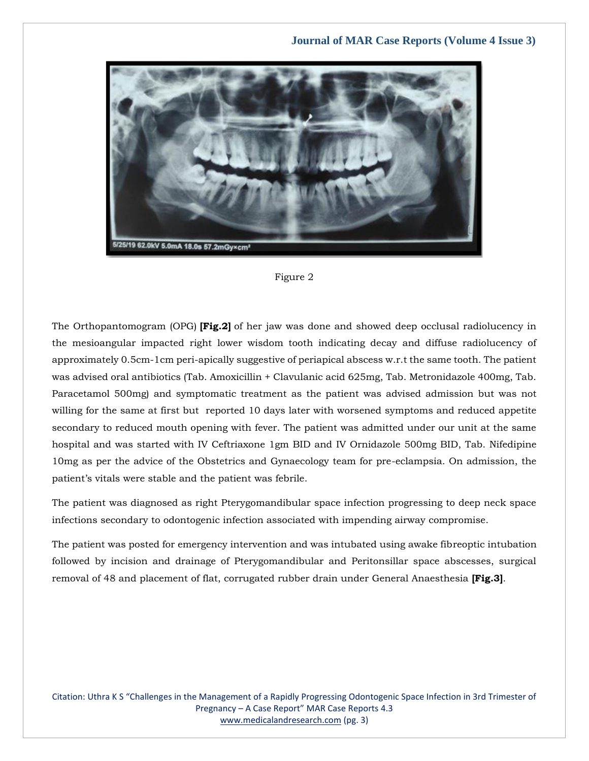Figure 2

The Orthopantomogram (OPG) **[Fig.2]** of her jaw was done and showed deep occlusal radiolucency in the mesioangular impacted right lower wisdom tooth indicating decay and diffuse radiolucency of approximately 0.5cm-1cm peri-apically suggestive of periapical abscess w.r.t the same tooth. The patient was advised oral antibiotics (Tab. Amoxicillin + Clavulanic acid 625mg, Tab. Metronidazole 400mg, Tab. Paracetamol 500mg) and symptomatic treatment as the patient was advised admission but was not willing for the same at first but reported 10 days later with worsened symptoms and reduced appetite secondary to reduced mouth opening with fever. The patient was admitted under our unit at the same hospital and was started with IV Ceftriaxone 1gm BID and IV Ornidazole 500mg BID, Tab. Nifedipine 10mg as per the advice of the Obstetrics and Gynaecology team for pre-eclampsia. On admission, the patient's vitals were stable and the patient was febrile.

The patient was diagnosed as right Pterygomandibular space infection progressing to deep neck space infections secondary to odontogenic infection associated with impending airway compromise.

The patient was posted for emergency intervention and was intubated using awake fibreoptic intubation followed by incision and drainage of Pterygomandibular and Peritonsillar space abscesses, surgical removal of 48 and placement of flat, corrugated rubber drain under General Anaesthesia **[Fig.3]**.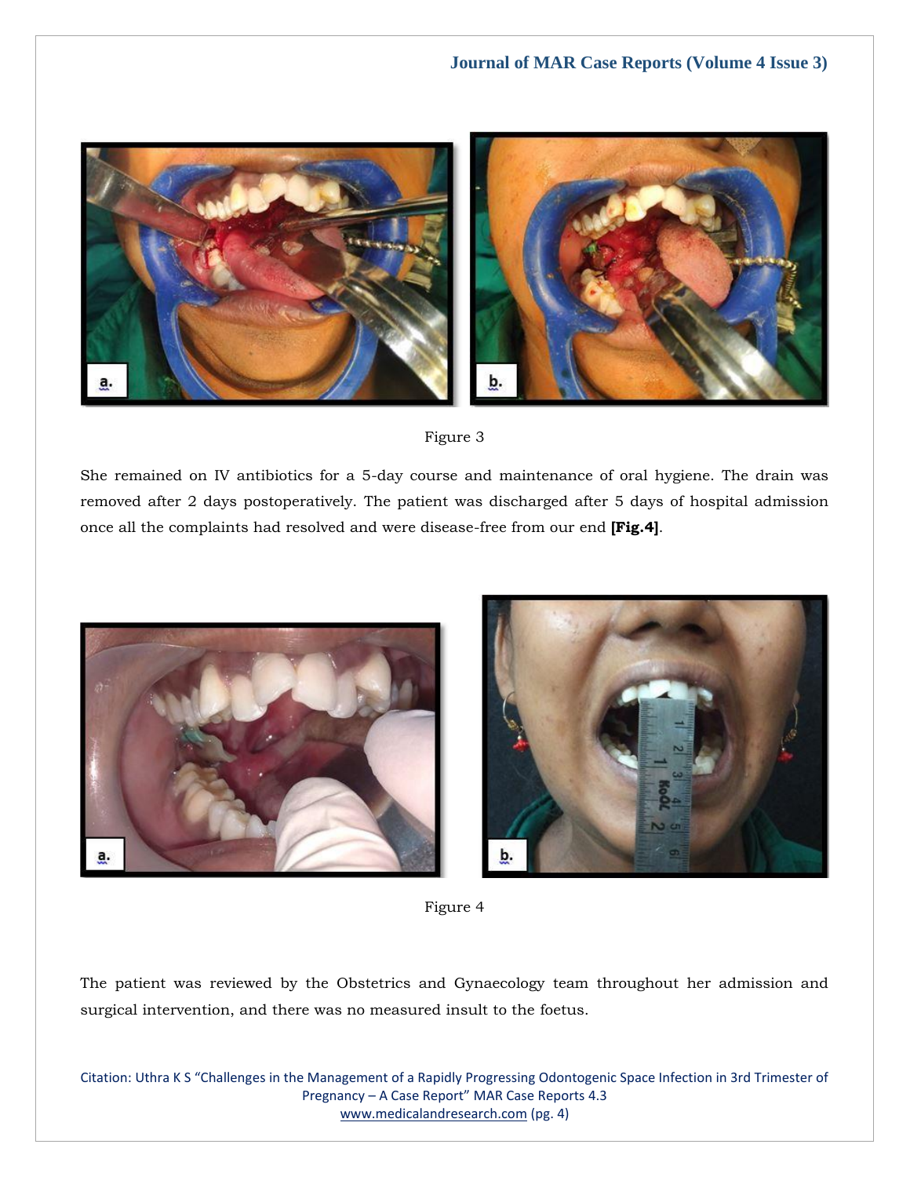Figure 3

She remained on IV antibiotics for a 5-day course and maintenance of oral hygiene. The drain was removed after 2 days postoperatively. The patient was discharged after 5 days of hospital admission once all the complaints had resolved and were disease-free from our end **[Fig.4]**.

Figure 4

The patient was reviewed by the Obstetrics and Gynaecology team throughout her admission and surgical intervention, and there was no measured insult to the foetus.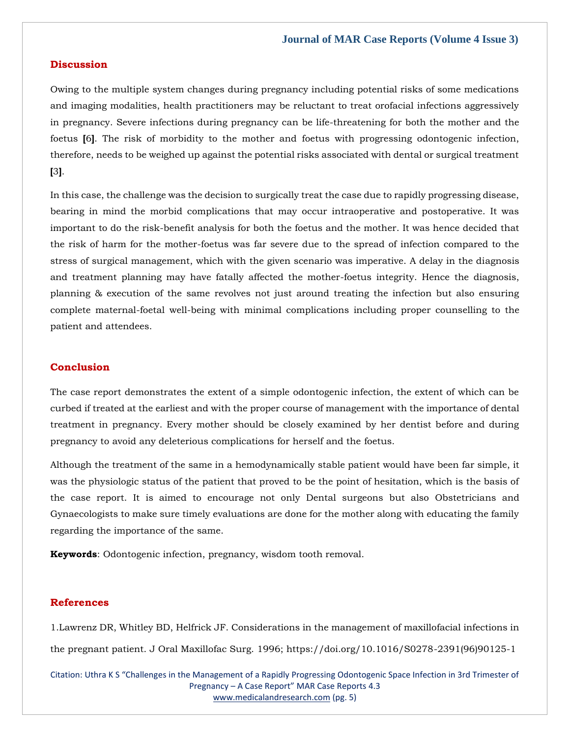## Discussion

Owing to the multiple system changes during pregnancy including potential risks of some medications and imaging modalities, health practitioners may be reluctant to treat orofacial infections aggressively in pregnancy. Severe infections during pregnancy can be life-threatening for both the mother and the foetus **[**6**]**. The risk of morbidity to the mother and foetus with progressing odontogenic infection, therefore, needs to be weighed up against the potential risks associated with dental or surgical treatment **[**3**]**.

In this case, the challenge was the decision to surgically treat the case due to rapidly progressing disease, bearing in mind the morbid complications that may occur intraoperative and postoperative. It was important to do the risk-benefit analysis for both the foetus and the mother. It was hence decided that the risk of harm for the mother-foetus was far severe due to the spread of infection compared to the stress of surgical management, which with the given scenario was imperative. A delay in the diagnosis and treatment planning may have fatally affected the mother-foetus integrity. Hence the diagnosis, planning & execution of the same revolves not just around treating the infection but also ensuring complete maternal-foetal well-being with minimal complications including proper counselling to the patient and attendees.

## Conclusion

The case report demonstrates the extent of a simple odontogenic infection, the extent of which can be curbed if treated at the earliest and with the proper course of management with the importance of dental treatment in pregnancy. Every mother should be closely examined by her dentist before and during pregnancy to avoid any deleterious complications for herself and the foetus.

Although the treatment of the same in a hemodynamically stable patient would have been far simple, it was the physiologic status of the patient that proved to be the point of hesitation, which is the basis of the case report. It is aimed to encourage not only Dental surgeons but also Obstetricians and Gynaecologists to make sure timely evaluations are done for the mother along with educating the family regarding the importance of the same.

**Keywords**: Odontogenic infection, pregnancy, wisdom tooth removal.

## References

1.Lawrenz DR, Whitley BD, Helfrick JF. Considerations in the management of maxillofacial infections in the pregnant patient. J Oral Maxillofac Surg. 1996; https://doi.org/10.1016/S0278-2391(96)90125-1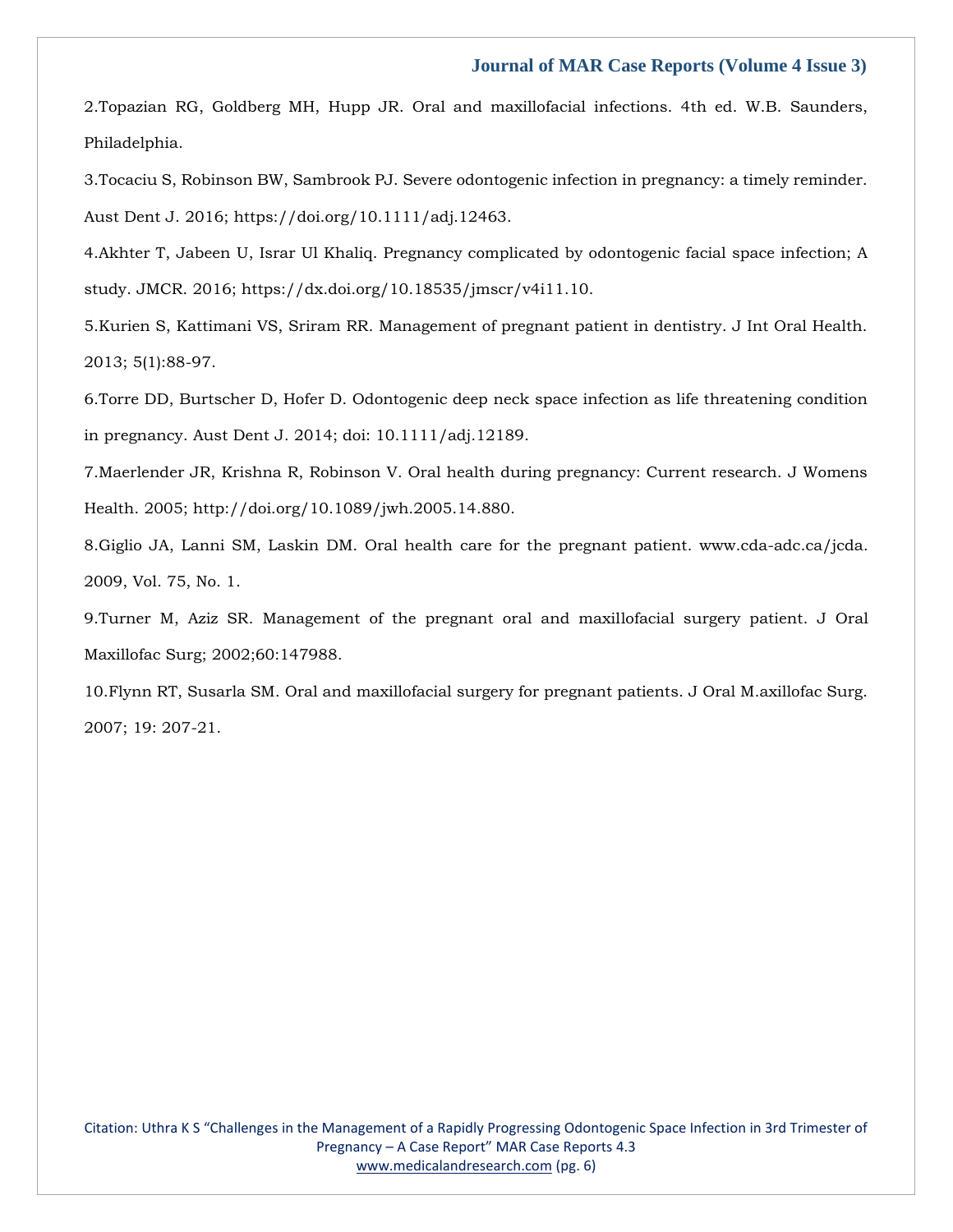2.Topazian RG, Goldberg MH, Hupp JR. Oral and maxillofacial infections. 4th ed. W.B. Saunders, Philadelphia.

3.Tocaciu S, Robinson BW, Sambrook PJ. Severe odontogenic infection in pregnancy: a timely reminder. Aust Dent J. 2016; https://doi.org/10.1111/adj.12463.

4.Akhter T, Jabeen U, Israr Ul Khaliq. Pregnancy complicated by odontogenic facial space infection; A study. JMCR. 2016; https://dx.doi.org/10.18535/jmscr/v4i11.10.

5.Kurien S, Kattimani VS, Sriram RR. Management of pregnant patient in dentistry. J Int Oral Health. 2013; 5(1):88-97.

6.Torre DD, Burtscher D, Hofer D. Odontogenic deep neck space infection as life threatening condition in pregnancy. Aust Dent J. 2014; doi: 10.1111/adj.12189.

7.Maerlender JR, Krishna R, Robinson V. Oral health during pregnancy: Current research. J Womens Health. 2005; http://doi.org/10.1089/jwh.2005.14.880.

8.Giglio JA, Lanni SM, Laskin DM. Oral health care for the pregnant patient. www.cda-adc.ca/jcda. 2009, Vol. 75, No. 1.

9.Turner M, Aziz SR. Management of the pregnant oral and maxillofacial surgery patient. J Oral Maxillofac Surg; 2002;60:147988.

10.Flynn RT, Susarla SM. Oral and maxillofacial surgery for pregnant patients. J Oral M.axillofac Surg. 2007; 19: 207-21.